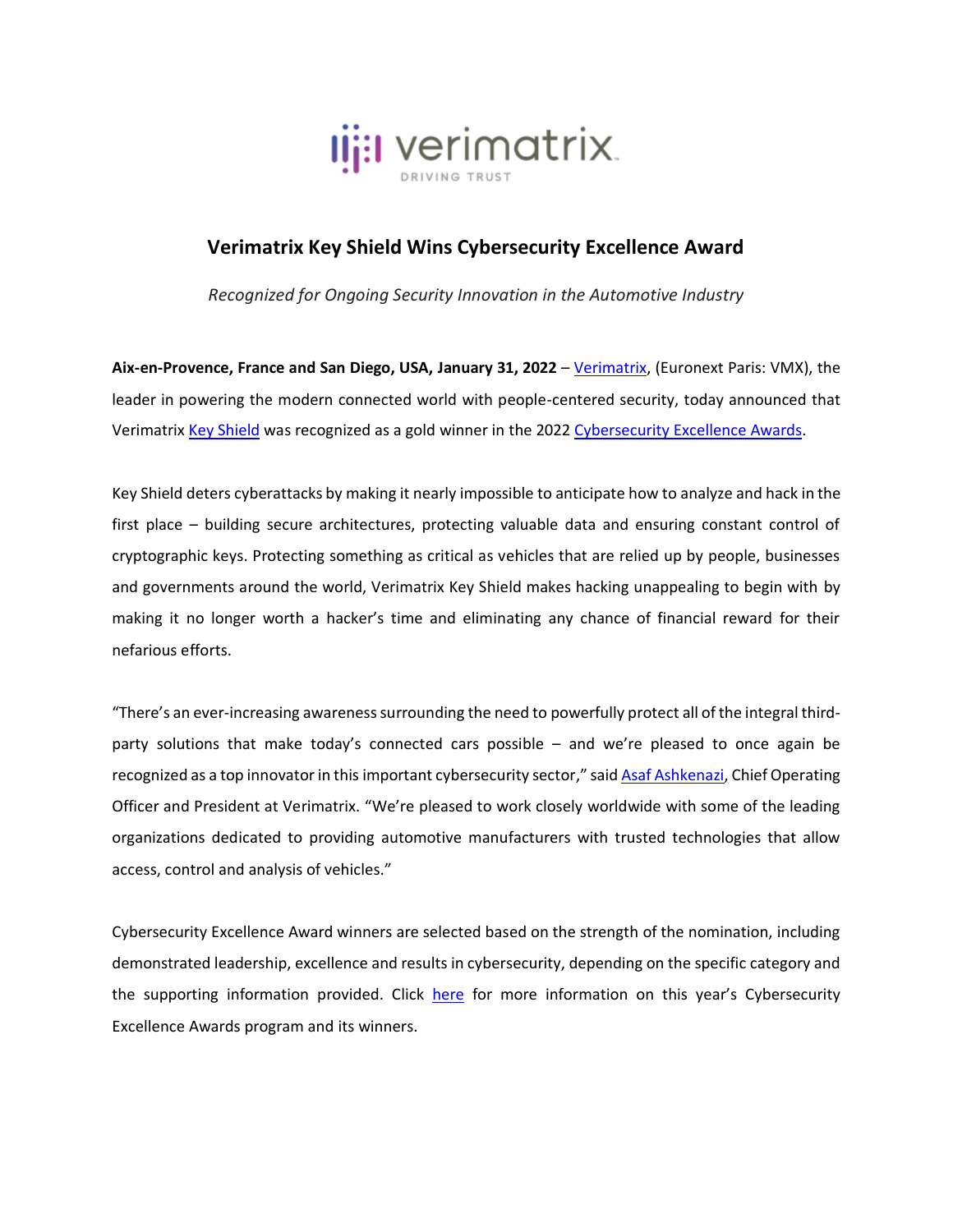# Verimatrix Key Shield Wins Cybersecurity Excellence Award

*Recognized for Ongoing Security Innovation in the Automotive Industry*

**Aix-en-Provence, France and San Diego, USA, January 31, 2022** – Verimatrix, (Euronext Paris: VMX), the leader in powering the modern connected world with people-centered security, today announced that Verimatrix Key Shield was recognized as a gold winner in the 2022 Cybersecurity Excellence Awards.

Key Shield deters cyberattacks by making it nearly impossible to anticipate how to analyze and hack in the first place – building secure architectures, protecting valuable data and ensuring constant control of cryptographic keys. Protecting something as critical as vehicles that are relied up by people, businesses and governments around the world, Verimatrix Key Shield makes hacking unappealing to begin with by making it no longer worth a hacker's time and eliminating any chance of financial reward for their nefarious efforts.

"There's an ever-increasing awareness surrounding the need to powerfully protect all of the integral third-party solutions that make today's connected cars possible – and we're pleased to once again be recognized as a top innovator in this important cybersecurity sector," said Asaf Ashkenazi, Chief Operating Officer and President at Verimatrix. "We're pleased to work closely worldwide with some of the leading organizations dedicated to providing automotive manufacturers with trusted technologies that allow access, control and analysis of vehicles."

Cybersecurity Excellence Award winners are selected based on the strength of the nomination, including demonstrated leadership, excellence and results in cybersecurity, depending on the specific category and the supporting information provided. Click here for more information on this year's Cybersecurity Excellence Awards program and its winners.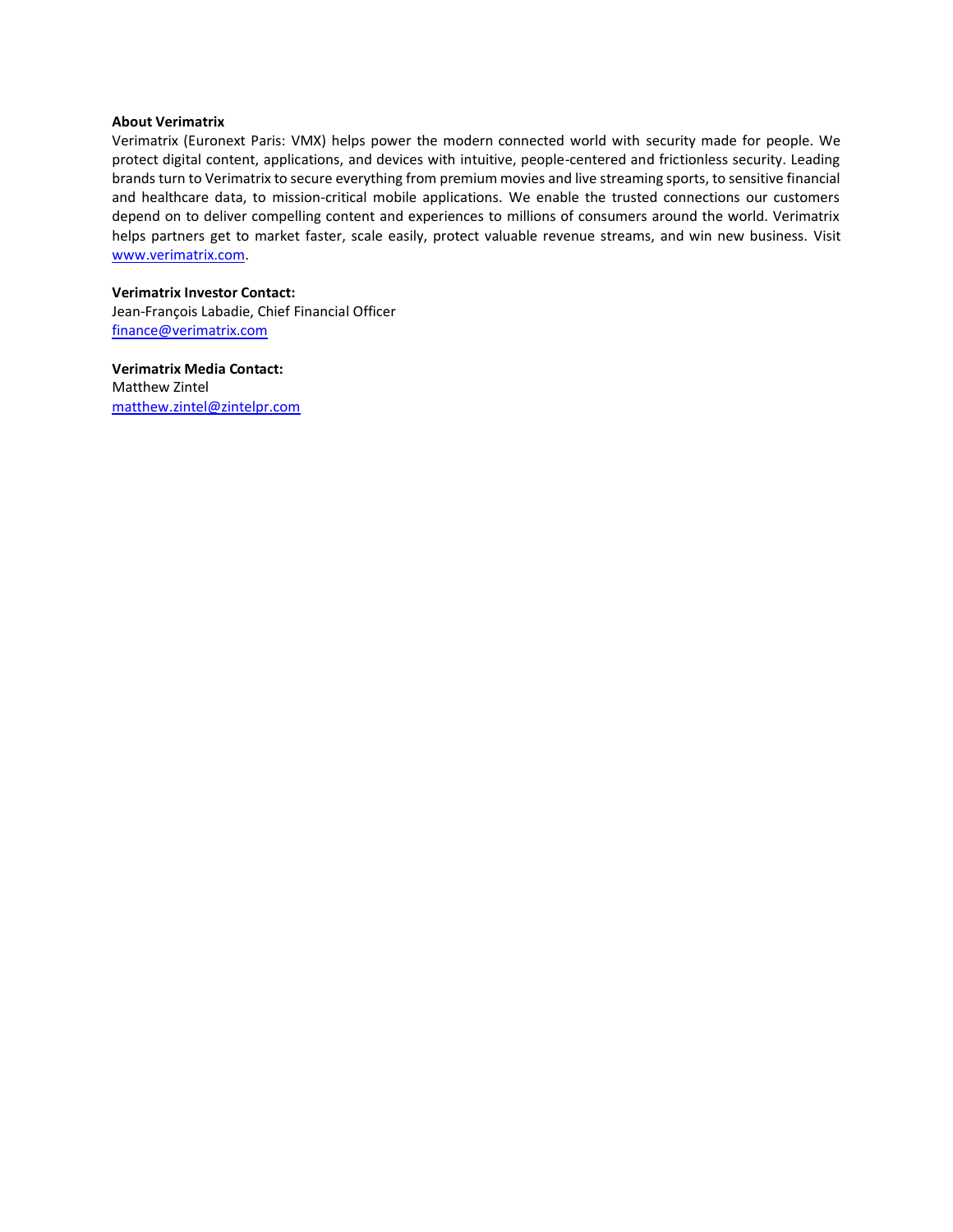**About Verimatrix**

Verimatrix (Euronext Paris: VMX) helps power the modern connected world with security made for people. We protect digital content, applications, and devices with intuitive, people-centered and frictionless security. Leading brands turn to Verimatrix to secure everything from premium movies and live streaming sports, to sensitive financial and healthcare data, to mission-critical mobile applications. We enable the trusted connections our customers depend on to deliver compelling content and experiences to millions of consumers around the world. Verimatrix helps partners get to market faster, scale easily, protect valuable revenue streams, and win new business. Visit www.verimatrix.com.

**Verimatrix Investor Contact:**

Jean-François Labadie, Chief Financial Officer
finance@verimatrix.com

**Verimatrix Media Contact:**

Matthew Zintel
matthew.zintel@zintelpr.com